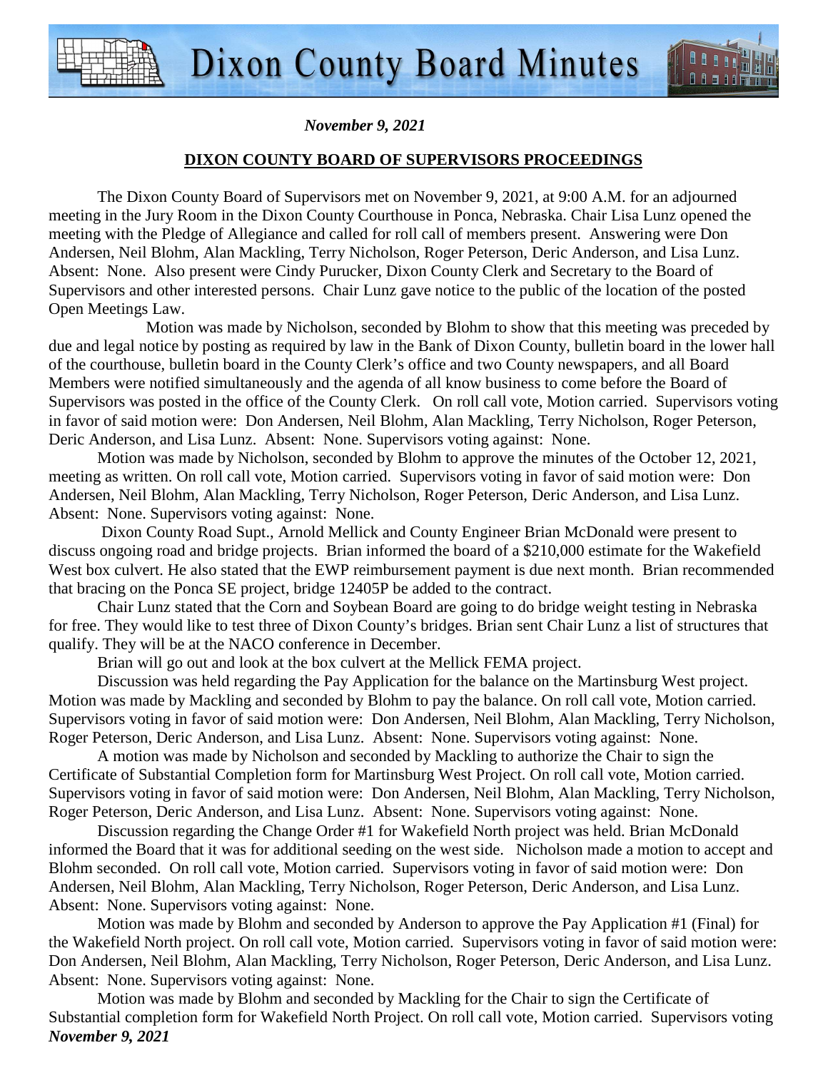# Dixon County Board Minutes

*November 9, 2021*

**DIXON COUNTY BOARD OF SUPERVISORS PROCEEDINGS**

The Dixon County Board of Supervisors met on November 9, 2021, at 9:00 A.M. for an adjourned meeting in the Jury Room in the Dixon County Courthouse in Ponca, Nebraska. Chair Lisa Lunz opened the meeting with the Pledge of Allegiance and called for roll call of members present. Answering were Don Andersen, Neil Blohm, Alan Mackling, Terry Nicholson, Roger Peterson, Deric Anderson, and Lisa Lunz. Absent: None. Also present were Cindy Purucker, Dixon County Clerk and Secretary to the Board of Supervisors and other interested persons. Chair Lunz gave notice to the public of the location of the posted Open Meetings Law.

Motion was made by Nicholson, seconded by Blohm to show that this meeting was preceded by due and legal notice by posting as required by law in the Bank of Dixon County, bulletin board in the lower hall of the courthouse, bulletin board in the County Clerk's office and two County newspapers, and all Board Members were notified simultaneously and the agenda of all know business to come before the Board of Supervisors was posted in the office of the County Clerk. On roll call vote, Motion carried. Supervisors voting in favor of said motion were: Don Andersen, Neil Blohm, Alan Mackling, Terry Nicholson, Roger Peterson, Deric Anderson, and Lisa Lunz. Absent: None. Supervisors voting against: None.

Motion was made by Nicholson, seconded by Blohm to approve the minutes of the October 12, 2021, meeting as written. On roll call vote, Motion carried. Supervisors voting in favor of said motion were: Don Andersen, Neil Blohm, Alan Mackling, Terry Nicholson, Roger Peterson, Deric Anderson, and Lisa Lunz. Absent: None. Supervisors voting against: None.

Dixon County Road Supt., Arnold Mellick and County Engineer Brian McDonald were present to discuss ongoing road and bridge projects. Brian informed the board of a $210,000 estimate for the Wakefield West box culvert. He also stated that the EWP reimbursement payment is due next month. Brian recommended that bracing on the Ponca SE project, bridge 12405P be added to the contract.

Chair Lunz stated that the Corn and Soybean Board are going to do bridge weight testing in Nebraska for free. They would like to test three of Dixon County's bridges. Brian sent Chair Lunz a list of structures that qualify. They will be at the NACO conference in December.

Brian will go out and look at the box culvert at the Mellick FEMA project.

Discussion was held regarding the Pay Application for the balance on the Martinsburg West project. Motion was made by Mackling and seconded by Blohm to pay the balance. On roll call vote, Motion carried. Supervisors voting in favor of said motion were: Don Andersen, Neil Blohm, Alan Mackling, Terry Nicholson, Roger Peterson, Deric Anderson, and Lisa Lunz. Absent: None. Supervisors voting against: None.

A motion was made by Nicholson and seconded by Mackling to authorize the Chair to sign the Certificate of Substantial Completion form for Martinsburg West Project. On roll call vote, Motion carried. Supervisors voting in favor of said motion were: Don Andersen, Neil Blohm, Alan Mackling, Terry Nicholson, Roger Peterson, Deric Anderson, and Lisa Lunz. Absent: None. Supervisors voting against: None.

Discussion regarding the Change Order #1 for Wakefield North project was held. Brian McDonald informed the Board that it was for additional seeding on the west side. Nicholson made a motion to accept and Blohm seconded. On roll call vote, Motion carried. Supervisors voting in favor of said motion were: Don Andersen, Neil Blohm, Alan Mackling, Terry Nicholson, Roger Peterson, Deric Anderson, and Lisa Lunz. Absent: None. Supervisors voting against: None.

Motion was made by Blohm and seconded by Anderson to approve the Pay Application #1 (Final) for the Wakefield North project. On roll call vote, Motion carried. Supervisors voting in favor of said motion were: Don Andersen, Neil Blohm, Alan Mackling, Terry Nicholson, Roger Peterson, Deric Anderson, and Lisa Lunz. Absent: None. Supervisors voting against: None.

Motion was made by Blohm and seconded by Mackling for the Chair to sign the Certificate of Substantial completion form for Wakefield North Project. On roll call vote, Motion carried. Supervisors voting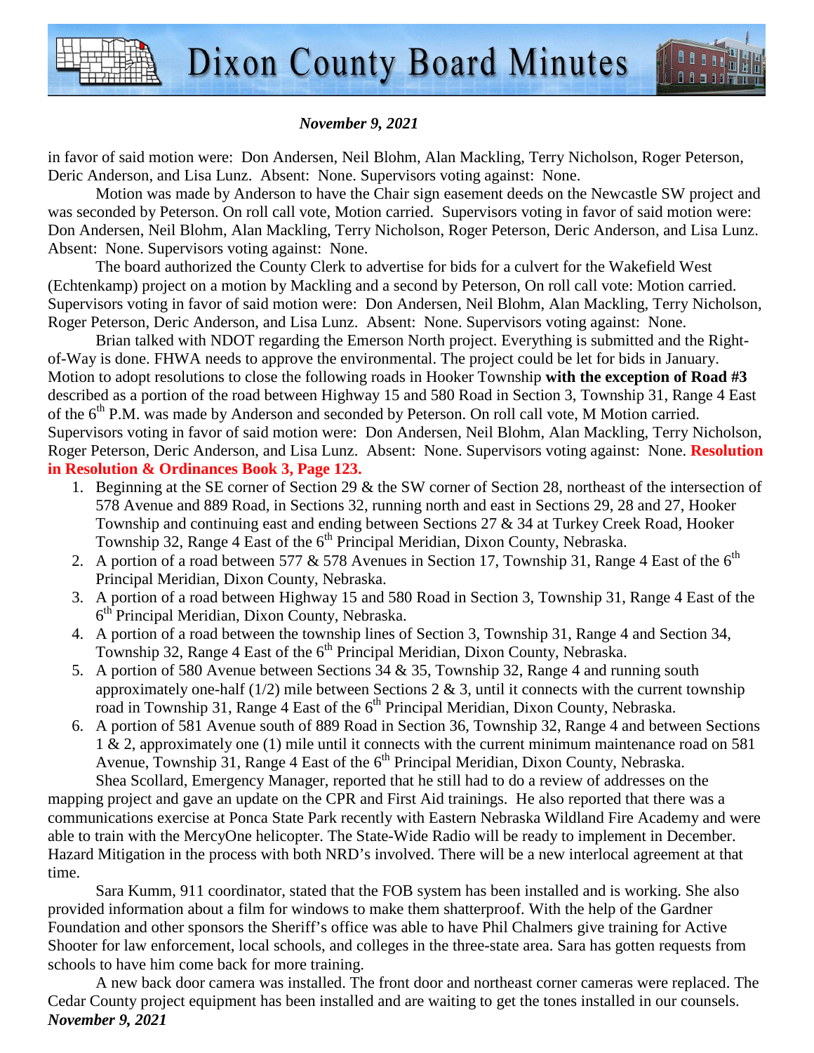*November 9, 2021*

in favor of said motion were: Don Andersen, Neil Blohm, Alan Mackling, Terry Nicholson, Roger Peterson, Deric Anderson, and Lisa Lunz. Absent: None. Supervisors voting against: None.

Motion was made by Anderson to have the Chair sign easement deeds on the Newcastle SW project and was seconded by Peterson. On roll call vote, Motion carried. Supervisors voting in favor of said motion were: Don Andersen, Neil Blohm, Alan Mackling, Terry Nicholson, Roger Peterson, Deric Anderson, and Lisa Lunz. Absent: None. Supervisors voting against: None.

The board authorized the County Clerk to advertise for bids for a culvert for the Wakefield West (Echtenkamp) project on a motion by Mackling and a second by Peterson, On roll call vote: Motion carried. Supervisors voting in favor of said motion were: Don Andersen, Neil Blohm, Alan Mackling, Terry Nicholson, Roger Peterson, Deric Anderson, and Lisa Lunz. Absent: None. Supervisors voting against: None.

Brian talked with NDOT regarding the Emerson North project. Everything is submitted and the Right-of-Way is done. FHWA needs to approve the environmental. The project could be let for bids in January. Motion to adopt resolutions to close the following roads in Hooker Township **with the exception of Road #3** described as a portion of the road between Highway 15 and 580 Road in Section 3, Township 31, Range 4 East of the 6th P.M. was made by Anderson and seconded by Peterson. On roll call vote, M Motion carried. Supervisors voting in favor of said motion were: Don Andersen, Neil Blohm, Alan Mackling, Terry Nicholson, Roger Peterson, Deric Anderson, and Lisa Lunz. Absent: None. Supervisors voting against: None. **Resolution in Resolution & Ordinances Book 3, Page 123.**

1. Beginning at the SE corner of Section 29 & the SW corner of Section 28, northeast of the intersection of 578 Avenue and 889 Road, in Sections 32, running north and east in Sections 29, 28 and 27, Hooker Township and continuing east and ending between Sections 27 & 34 at Turkey Creek Road, Hooker Township 32, Range 4 East of the 6th Principal Meridian, Dixon County, Nebraska.
2. A portion of a road between 577 & 578 Avenues in Section 17, Township 31, Range 4 East of the 6th Principal Meridian, Dixon County, Nebraska.
3. A portion of a road between Highway 15 and 580 Road in Section 3, Township 31, Range 4 East of the 6th Principal Meridian, Dixon County, Nebraska.
4. A portion of a road between the township lines of Section 3, Township 31, Range 4 and Section 34, Township 32, Range 4 East of the 6th Principal Meridian, Dixon County, Nebraska.
5. A portion of 580 Avenue between Sections 34 & 35, Township 32, Range 4 and running south approximately one-half (1/2) mile between Sections 2 & 3, until it connects with the current township road in Township 31, Range 4 East of the 6th Principal Meridian, Dixon County, Nebraska.
6. A portion of 581 Avenue south of 889 Road in Section 36, Township 32, Range 4 and between Sections 1 & 2, approximately one (1) mile until it connects with the current minimum maintenance road on 581 Avenue, Township 31, Range 4 East of the 6th Principal Meridian, Dixon County, Nebraska.

Shea Scollard, Emergency Manager, reported that he still had to do a review of addresses on the mapping project and gave an update on the CPR and First Aid trainings. He also reported that there was a communications exercise at Ponca State Park recently with Eastern Nebraska Wildland Fire Academy and were able to train with the MercyOne helicopter. The State-Wide Radio will be ready to implement in December. Hazard Mitigation in the process with both NRD's involved. There will be a new interlocal agreement at that time.

Sara Kumm, 911 coordinator, stated that the FOB system has been installed and is working. She also provided information about a film for windows to make them shatterproof. With the help of the Gardner Foundation and other sponsors the Sheriff's office was able to have Phil Chalmers give training for Active Shooter for law enforcement, local schools, and colleges in the three-state area. Sara has gotten requests from schools to have him come back for more training.

A new back door camera was installed. The front door and northeast corner cameras were replaced. The Cedar County project equipment has been installed and are waiting to get the tones installed in our counsels.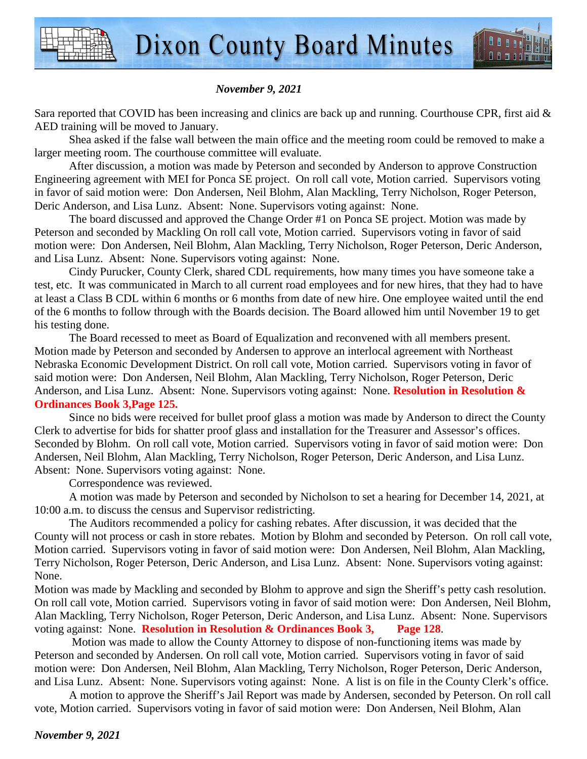*November 9, 2021*

Sara reported that COVID has been increasing and clinics are back up and running. Courthouse CPR, first aid & AED training will be moved to January.

Shea asked if the false wall between the main office and the meeting room could be removed to make a larger meeting room. The courthouse committee will evaluate.

After discussion, a motion was made by Peterson and seconded by Anderson to approve Construction Engineering agreement with MEI for Ponca SE project. On roll call vote, Motion carried. Supervisors voting in favor of said motion were: Don Andersen, Neil Blohm, Alan Mackling, Terry Nicholson, Roger Peterson, Deric Anderson, and Lisa Lunz. Absent: None. Supervisors voting against: None.

The board discussed and approved the Change Order #1 on Ponca SE project. Motion was made by Peterson and seconded by Mackling On roll call vote, Motion carried. Supervisors voting in favor of said motion were: Don Andersen, Neil Blohm, Alan Mackling, Terry Nicholson, Roger Peterson, Deric Anderson, and Lisa Lunz. Absent: None. Supervisors voting against: None.

Cindy Purucker, County Clerk, shared CDL requirements, how many times you have someone take a test, etc. It was communicated in March to all current road employees and for new hires, that they had to have at least a Class B CDL within 6 months or 6 months from date of new hire. One employee waited until the end of the 6 months to follow through with the Boards decision. The Board allowed him until November 19 to get his testing done.

The Board recessed to meet as Board of Equalization and reconvened with all members present. Motion made by Peterson and seconded by Andersen to approve an interlocal agreement with Northeast Nebraska Economic Development District. On roll call vote, Motion carried. Supervisors voting in favor of said motion were: Don Andersen, Neil Blohm, Alan Mackling, Terry Nicholson, Roger Peterson, Deric Anderson, and Lisa Lunz. Absent: None. Supervisors voting against: None. **Resolution in Resolution & Ordinances Book 3,Page 125.**

Since no bids were received for bullet proof glass a motion was made by Anderson to direct the County Clerk to advertise for bids for shatter proof glass and installation for the Treasurer and Assessor's offices. Seconded by Blohm. On roll call vote, Motion carried. Supervisors voting in favor of said motion were: Don Andersen, Neil Blohm, Alan Mackling, Terry Nicholson, Roger Peterson, Deric Anderson, and Lisa Lunz. Absent: None. Supervisors voting against: None.

Correspondence was reviewed.

A motion was made by Peterson and seconded by Nicholson to set a hearing for December 14, 2021, at 10:00 a.m. to discuss the census and Supervisor redistricting.

The Auditors recommended a policy for cashing rebates. After discussion, it was decided that the County will not process or cash in store rebates. Motion by Blohm and seconded by Peterson. On roll call vote, Motion carried. Supervisors voting in favor of said motion were: Don Andersen, Neil Blohm, Alan Mackling, Terry Nicholson, Roger Peterson, Deric Anderson, and Lisa Lunz. Absent: None. Supervisors voting against: None.

Motion was made by Mackling and seconded by Blohm to approve and sign the Sheriff's petty cash resolution. On roll call vote, Motion carried. Supervisors voting in favor of said motion were: Don Andersen, Neil Blohm, Alan Mackling, Terry Nicholson, Roger Peterson, Deric Anderson, and Lisa Lunz. Absent: None. Supervisors voting against: None. **Resolution in Resolution & Ordinances Book 3, Page 128**.

Motion was made to allow the County Attorney to dispose of non-functioning items was made by Peterson and seconded by Andersen. On roll call vote, Motion carried. Supervisors voting in favor of said motion were: Don Andersen, Neil Blohm, Alan Mackling, Terry Nicholson, Roger Peterson, Deric Anderson, and Lisa Lunz. Absent: None. Supervisors voting against: None. A list is on file in the County Clerk's office.

A motion to approve the Sheriff's Jail Report was made by Andersen, seconded by Peterson. On roll call vote, Motion carried. Supervisors voting in favor of said motion were: Don Andersen, Neil Blohm, Alan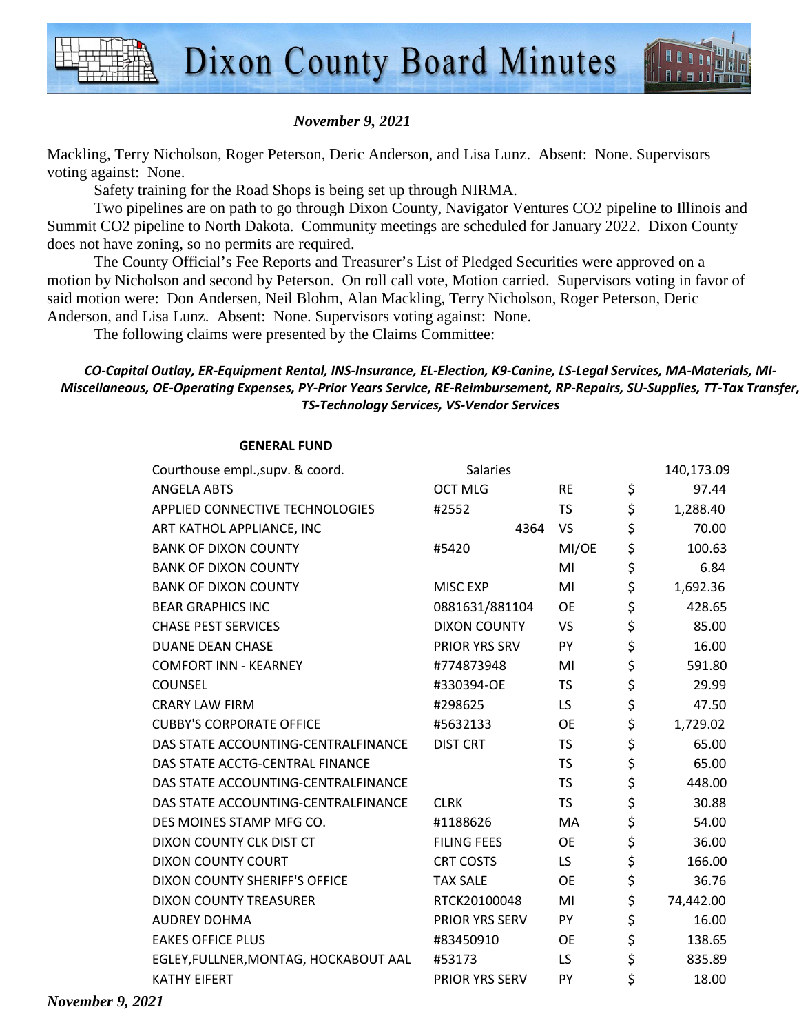*November 9, 2021*

Mackling, Terry Nicholson, Roger Peterson, Deric Anderson, and Lisa Lunz. Absent: None. Supervisors voting against: None.

Safety training for the Road Shops is being set up through NIRMA.

Two pipelines are on path to go through Dixon County, Navigator Ventures CO2 pipeline to Illinois and Summit CO2 pipeline to North Dakota. Community meetings are scheduled for January 2022. Dixon County does not have zoning, so no permits are required.

The County Official's Fee Reports and Treasurer's List of Pledged Securities were approved on a motion by Nicholson and second by Peterson. On roll call vote, Motion carried. Supervisors voting in favor of said motion were: Don Andersen, Neil Blohm, Alan Mackling, Terry Nicholson, Roger Peterson, Deric Anderson, and Lisa Lunz. Absent: None. Supervisors voting against: None.

The following claims were presented by the Claims Committee:

***CO-Capital Outlay, ER-Equipment Rental, INS-Insurance, EL-Election, K9-Canine, LS-Legal Services, MA-Materials, MI-Miscellaneous, OE-Operating Expenses, PY-Prior Years Service, RE-Reimbursement, RP-Repairs, SU-Supplies, TT-Tax Transfer, TS-Technology Services, VS-Vendor Services***

**GENERAL FUND**

| | | | | |
|---|---|---|---|---|
| Courthouse empl.,supv. & coord. | Salaries | | | 140,173.09 |
| ANGELA ABTS | OCT MLG | RE | $ | 97.44 |
| APPLIED CONNECTIVE TECHNOLOGIES | #2552 | TS | $ | 1,288.40 |
| ART KATHOL APPLIANCE, INC | 4364 | VS | $ | 70.00 |
| BANK OF DIXON COUNTY | #5420 | MI/OE | $ | 100.63 |
| BANK OF DIXON COUNTY | | MI | $ | 6.84 |
| BANK OF DIXON COUNTY | MISC EXP | MI | $ | 1,692.36 |
| BEAR GRAPHICS INC | 0881631/881104 | OE | $ | 428.65 |
| CHASE PEST SERVICES | DIXON COUNTY | VS | $ | 85.00 |
| DUANE DEAN CHASE | PRIOR YRS SRV | PY | $ | 16.00 |
| COMFORT INN - KEARNEY | #774873948 | MI | $ | 591.80 |
| COUNSEL | #330394-OE | TS | $ | 29.99 |
| CRARY LAW FIRM | #298625 | LS | $ | 47.50 |
| CUBBY'S CORPORATE OFFICE | #5632133 | OE | $ | 1,729.02 |
| DAS STATE ACCOUNTING-CENTRALFINANCE | DIST CRT | TS | $ | 65.00 |
| DAS STATE ACCTG-CENTRAL FINANCE | | TS | $ | 65.00 |
| DAS STATE ACCOUNTING-CENTRALFINANCE | | TS | $ | 448.00 |
| DAS STATE ACCOUNTING-CENTRALFINANCE | CLRK | TS | $ | 30.88 |
| DES MOINES STAMP MFG CO. | #1188626 | MA | $ | 54.00 |
| DIXON COUNTY CLK DIST CT | FILING FEES | OE | $ | 36.00 |
| DIXON COUNTY COURT | CRT COSTS | LS | $ | 166.00 |
| DIXON COUNTY SHERIFF'S OFFICE | TAX SALE | OE | $ | 36.76 |
| DIXON COUNTY TREASURER | RTCK20100048 | MI | $ | 74,442.00 |
| AUDREY DOHMA | PRIOR YRS SERV | PY | $ | 16.00 |
| EAKES OFFICE PLUS | #83450910 | OE | $ | 138.65 |
| EGLEY,FULLNER,MONTAG, HOCKABOUT AAL | #53173 | LS | $ | 835.89 |
| KATHY EIFERT | PRIOR YRS SERV | PY | $ | 18.00 |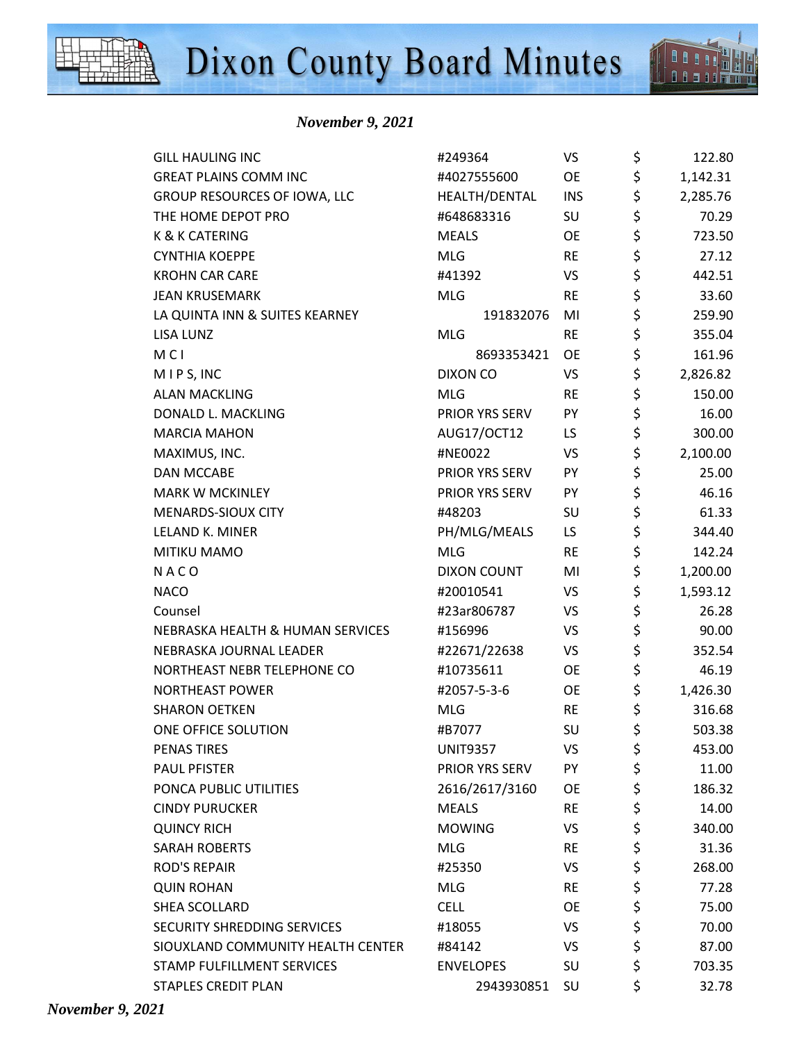*November 9, 2021*

| | | | | |
|---|---|---|---|---|
| GILL HAULING INC | #249364 | VS | $ | 122.80 |
| GREAT PLAINS COMM INC | #4027555600 | OE | $ | 1,142.31 |
| GROUP RESOURCES OF IOWA, LLC | HEALTH/DENTAL | INS | $ | 2,285.76 |
| THE HOME DEPOT PRO | #648683316 | SU | $ | 70.29 |
| K & K CATERING | MEALS | OE | $ | 723.50 |
| CYNTHIA KOEPPE | MLG | RE | $ | 27.12 |
| KROHN CAR CARE | #41392 | VS | $ | 442.51 |
| JEAN KRUSEMARK | MLG | RE | $ | 33.60 |
| LA QUINTA INN & SUITES KEARNEY | 191832076 | MI | $ | 259.90 |
| LISA LUNZ | MLG | RE | $ | 355.04 |
| M C I | 8693353421 | OE | $ | 161.96 |
| M I P S, INC | DIXON CO | VS | $ | 2,826.82 |
| ALAN MACKLING | MLG | RE | $ | 150.00 |
| DONALD L. MACKLING | PRIOR YRS SERV | PY | $ | 16.00 |
| MARCIA MAHON | AUG17/OCT12 | LS | $ | 300.00 |
| MAXIMUS, INC. | #NE0022 | VS | $ | 2,100.00 |
| DAN MCCABE | PRIOR YRS SERV | PY | $ | 25.00 |
| MARK W MCKINLEY | PRIOR YRS SERV | PY | $ | 46.16 |
| MENARDS-SIOUX CITY | #48203 | SU | $ | 61.33 |
| LELAND K. MINER | PH/MLG/MEALS | LS | $ | 344.40 |
| MITIKU MAMO | MLG | RE | $ | 142.24 |
| N A C O | DIXON COUNT | MI | $ | 1,200.00 |
| NACO | #20010541 | VS | $ | 1,593.12 |
| Counsel | #23ar806787 | VS | $ | 26.28 |
| NEBRASKA HEALTH & HUMAN SERVICES | #156996 | VS | $ | 90.00 |
| NEBRASKA JOURNAL LEADER | #22671/22638 | VS | $ | 352.54 |
| NORTHEAST NEBR TELEPHONE CO | #10735611 | OE | $ | 46.19 |
| NORTHEAST POWER | #2057-5-3-6 | OE | $ | 1,426.30 |
| SHARON OETKEN | MLG | RE | $ | 316.68 |
| ONE OFFICE SOLUTION | #B7077 | SU | $ | 503.38 |
| PENAS TIRES | UNIT9357 | VS | $ | 453.00 |
| PAUL PFISTER | PRIOR YRS SERV | PY | $ | 11.00 |
| PONCA PUBLIC UTILITIES | 2616/2617/3160 | OE | $ | 186.32 |
| CINDY PURUCKER | MEALS | RE | $ | 14.00 |
| QUINCY RICH | MOWING | VS | $ | 340.00 |
| SARAH ROBERTS | MLG | RE | $ | 31.36 |
| ROD'S REPAIR | #25350 | VS | $ | 268.00 |
| QUIN ROHAN | MLG | RE | $ | 77.28 |
| SHEA SCOLLARD | CELL | OE | $ | 75.00 |
| SECURITY SHREDDING SERVICES | #18055 | VS | $ | 70.00 |
| SIOUXLAND COMMUNITY HEALTH CENTER | #84142 | VS | $ | 87.00 |
| STAMP FULFILLMENT SERVICES | ENVELOPES | SU | $ | 703.35 |
| STAPLES CREDIT PLAN | 2943930851 | SU | $ | 32.78 |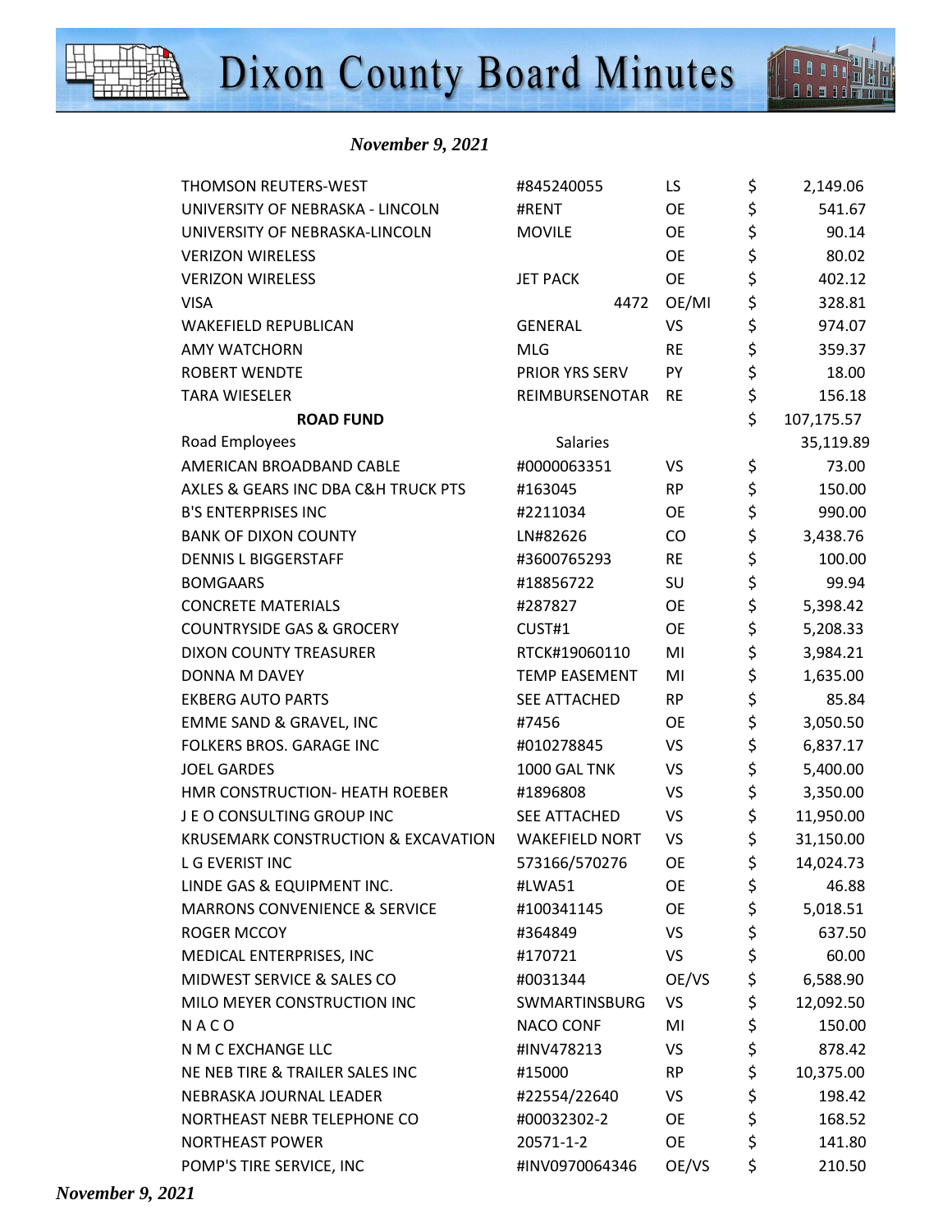*November 9, 2021*

| | | | | |
|---|---|---|---|---|
| THOMSON REUTERS-WEST | #845240055 | LS | $ | 2,149.06 |
| UNIVERSITY OF NEBRASKA - LINCOLN | #RENT | OE | $ | 541.67 |
| UNIVERSITY OF NEBRASKA-LINCOLN | MOVILE | OE | $ | 90.14 |
| VERIZON WIRELESS | | OE | $ | 80.02 |
| VERIZON WIRELESS | JET PACK | OE | $ | 402.12 |
| VISA | 4472 | OE/MI | $ | 328.81 |
| WAKEFIELD REPUBLICAN | GENERAL | VS | $ | 974.07 |
| AMY WATCHORN | MLG | RE | $ | 359.37 |
| ROBERT WENDTE | PRIOR YRS SERV | PY | $ | 18.00 |
| TARA WIESELER | REIMBURSENOTAR | RE | $ | 156.18 |
| **ROAD FUND** | | | $ | 107,175.57 |
| Road Employees | Salaries | | | 35,119.89 |
| AMERICAN BROADBAND CABLE | #0000063351 | VS | $ | 73.00 |
| AXLES & GEARS INC DBA C&H TRUCK PTS | #163045 | RP | $ | 150.00 |
| B'S ENTERPRISES INC | #2211034 | OE | $ | 990.00 |
| BANK OF DIXON COUNTY | LN#82626 | CO | $ | 3,438.76 |
| DENNIS L BIGGERSTAFF | #3600765293 | RE | $ | 100.00 |
| BOMGAARS | #18856722 | SU | $ | 99.94 |
| CONCRETE MATERIALS | #287827 | OE | $ | 5,398.42 |
| COUNTRYSIDE GAS & GROCERY | CUST#1 | OE | $ | 5,208.33 |
| DIXON COUNTY TREASURER | RTCK#19060110 | MI | $ | 3,984.21 |
| DONNA M DAVEY | TEMP EASEMENT | MI | $ | 1,635.00 |
| EKBERG AUTO PARTS | SEE ATTACHED | RP | $ | 85.84 |
| EMME SAND & GRAVEL, INC | #7456 | OE | $ | 3,050.50 |
| FOLKERS BROS. GARAGE INC | #010278845 | VS | $ | 6,837.17 |
| JOEL GARDES | 1000 GAL TNK | VS | $ | 5,400.00 |
| HMR CONSTRUCTION- HEATH ROEBER | #1896808 | VS | $ | 3,350.00 |
| J E O CONSULTING GROUP INC | SEE ATTACHED | VS | $ | 11,950.00 |
| KRUSEMARK CONSTRUCTION & EXCAVATION | WAKEFIELD NORT | VS | $ | 31,150.00 |
| L G EVERIST INC | 573166/570276 | OE | $ | 14,024.73 |
| LINDE GAS & EQUIPMENT INC. | #LWA51 | OE | $ | 46.88 |
| MARRONS CONVENIENCE & SERVICE | #100341145 | OE | $ | 5,018.51 |
| ROGER MCCOY | #364849 | VS | $ | 637.50 |
| MEDICAL ENTERPRISES, INC | #170721 | VS | $ | 60.00 |
| MIDWEST SERVICE & SALES CO | #0031344 | OE/VS | $ | 6,588.90 |
| MILO MEYER CONSTRUCTION INC | SWMARTINSBURG | VS | $ | 12,092.50 |
| N A C O | NACO CONF | MI | $ | 150.00 |
| N M C EXCHANGE LLC | #INV478213 | VS | $ | 878.42 |
| NE NEB TIRE & TRAILER SALES INC | #15000 | RP | $ | 10,375.00 |
| NEBRASKA JOURNAL LEADER | #22554/22640 | VS | $ | 198.42 |
| NORTHEAST NEBR TELEPHONE CO | #00032302-2 | OE | $ | 168.52 |
| NORTHEAST POWER | 20571-1-2 | OE | $ | 141.80 |
| POMP'S TIRE SERVICE, INC | #INV0970064346 | OE/VS | $ | 210.50 |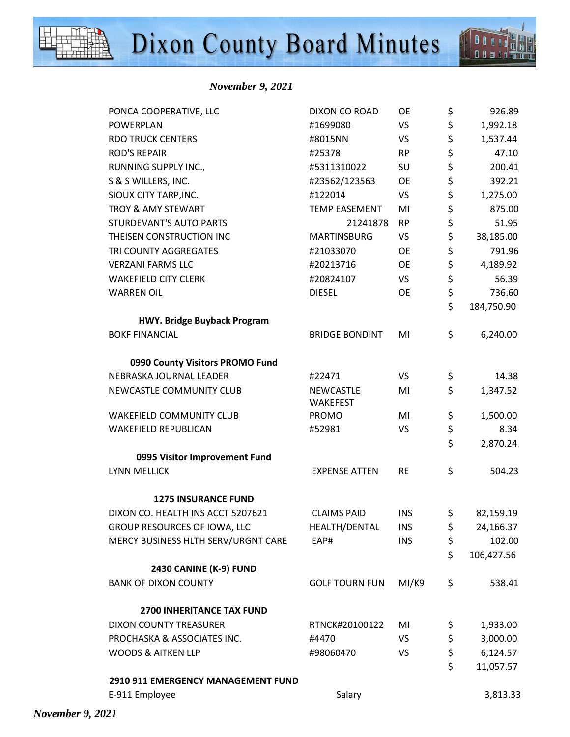*November 9, 2021*

| | | | | |
|---|---|---|---|---|
| PONCA COOPERATIVE, LLC | DIXON CO ROAD | OE | $ | 926.89 |
| POWERPLAN | #1699080 | VS | $ | 1,992.18 |
| RDO TRUCK CENTERS | #8015NN | VS | $ | 1,537.44 |
| ROD'S REPAIR | #25378 | RP | $ | 47.10 |
| RUNNING SUPPLY INC., | #5311310022 | SU | $ | 200.41 |
| S & S WILLERS, INC. | #23562/123563 | OE | $ | 392.21 |
| SIOUX CITY TARP,INC. | #122014 | VS | $ | 1,275.00 |
| TROY & AMY STEWART | TEMP EASEMENT | MI | $ | 875.00 |
| STURDEVANT'S AUTO PARTS | 21241878 | RP | $ | 51.95 |
| THEISEN CONSTRUCTION INC | MARTINSBURG | VS | $ | 38,185.00 |
| TRI COUNTY AGGREGATES | #21033070 | OE | $ | 791.96 |
| VERZANI FARMS LLC | #20213716 | OE | $ | 4,189.92 |
| WAKEFIELD CITY CLERK | #20824107 | VS | $ | 56.39 |
| WARREN OIL | DIESEL | OE | $ | 736.60 |
| | | | $ | 184,750.90 |
| **HWY. Bridge Buyback Program** | | | | |
| BOKF FINANCIAL | BRIDGE BONDINT | MI | $ | 6,240.00 |
| **0990 County Visitors PROMO Fund** | | | | |
| NEBRASKA JOURNAL LEADER | #22471 | VS | $ | 14.38 |
| NEWCASTLE COMMUNITY CLUB | NEWCASTLE WAKEFEST | MI | $ | 1,347.52 |
| WAKEFIELD COMMUNITY CLUB | PROMO | MI | $ | 1,500.00 |
| WAKEFIELD REPUBLICAN | #52981 | VS | $ | 8.34 |
| | | | $ | 2,870.24 |
| **0995 Visitor Improvement Fund** | | | | |
| LYNN MELLICK | EXPENSE ATTEN | RE | $ | 504.23 |
| **1275 INSURANCE FUND** | | | | |
| DIXON CO. HEALTH INS ACCT 5207621 | CLAIMS PAID | INS | $ | 82,159.19 |
| GROUP RESOURCES OF IOWA, LLC | HEALTH/DENTAL | INS | $ | 24,166.37 |
| MERCY BUSINESS HLTH SERV/URGNT CARE | EAP# | INS | $ | 102.00 |
| | | | $ | 106,427.56 |
| **2430 CANINE (K-9) FUND** | | | | |
| BANK OF DIXON COUNTY | GOLF TOURN FUN | MI/K9 | $ | 538.41 |
| **2700 INHERITANCE TAX FUND** | | | | |
| DIXON COUNTY TREASURER | RTNCK#20100122 | MI | $ | 1,933.00 |
| PROCHASKA & ASSOCIATES INC. | #4470 | VS | $ | 3,000.00 |
| WOODS & AITKEN LLP | #98060470 | VS | $ | 6,124.57 |
| | | | $ | 11,057.57 |
| **2910 911 EMERGENCY MANAGEMENT FUND** | | | | |
| E-911 Employee | Salary | | | 3,813.33 |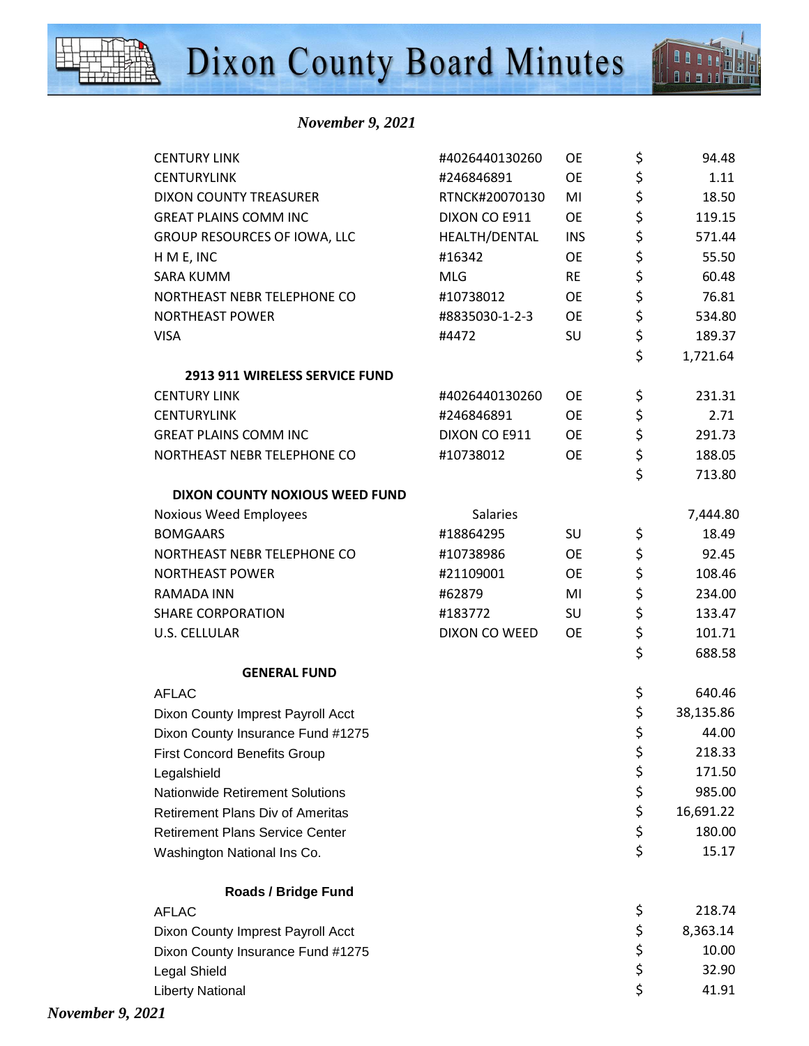*November 9, 2021*

| | | | |
|---|---|---|---|
| CENTURY LINK | #4026440130260 | OE | $ 94.48 |
| CENTURYLINK | #246846891 | OE | $ 1.11 |
| DIXON COUNTY TREASURER | RTNCK#20070130 | MI | $ 18.50 |
| GREAT PLAINS COMM INC | DIXON CO E911 | OE | $ 119.15 |
| GROUP RESOURCES OF IOWA, LLC | HEALTH/DENTAL | INS | $ 571.44 |
| H M E, INC | #16342 | OE | $ 55.50 |
| SARA KUMM | MLG | RE | $ 60.48 |
| NORTHEAST NEBR TELEPHONE CO | #10738012 | OE | $ 76.81 |
| NORTHEAST POWER | #8835030-1-2-3 | OE | $ 534.80 |
| VISA | #4472 | SU | $ 189.37 |
| | | | $ 1,721.64 |
| **2913 911 WIRELESS SERVICE FUND** | | | |
| CENTURY LINK | #4026440130260 | OE | $ 231.31 |
| CENTURYLINK | #246846891 | OE | $ 2.71 |
| GREAT PLAINS COMM INC | DIXON CO E911 | OE | $ 291.73 |
| NORTHEAST NEBR TELEPHONE CO | #10738012 | OE | $ 188.05 |
| | | | $ 713.80 |
| **DIXON COUNTY NOXIOUS WEED FUND** | | | |
| Noxious Weed Employees | Salaries | | 7,444.80 |
| BOMGAARS | #18864295 | SU | $ 18.49 |
| NORTHEAST NEBR TELEPHONE CO | #10738986 | OE | $ 92.45 |
| NORTHEAST POWER | #21109001 | OE | $ 108.46 |
| RAMADA INN | #62879 | MI | $ 234.00 |
| SHARE CORPORATION | #183772 | SU | $ 133.47 |
| U.S. CELLULAR | DIXON CO WEED | OE | $ 101.71 |
| | | | $ 688.58 |
| **GENERAL FUND** | | | |
| AFLAC | | | $ 640.46 |
| Dixon County Imprest Payroll Acct | | | $ 38,135.86 |
| Dixon County Insurance Fund #1275 | | | $ 44.00 |
| First Concord Benefits Group | | | $ 218.33 |
| Legalshield | | | $ 171.50 |
| Nationwide Retirement Solutions | | | $ 985.00 |
| Retirement Plans Div of Ameritas | | | $ 16,691.22 |
| Retirement Plans Service Center | | | $ 180.00 |
| Washington National Ins Co. | | | $ 15.17 |
| | | | |
| **Roads / Bridge Fund** | | | |
| AFLAC | | | $ 218.74 |
| Dixon County Imprest Payroll Acct | | | $ 8,363.14 |
| Dixon County Insurance Fund #1275 | | | $ 10.00 |
| Legal Shield | | | $ 32.90 |
| Liberty National | | | $ 41.91 |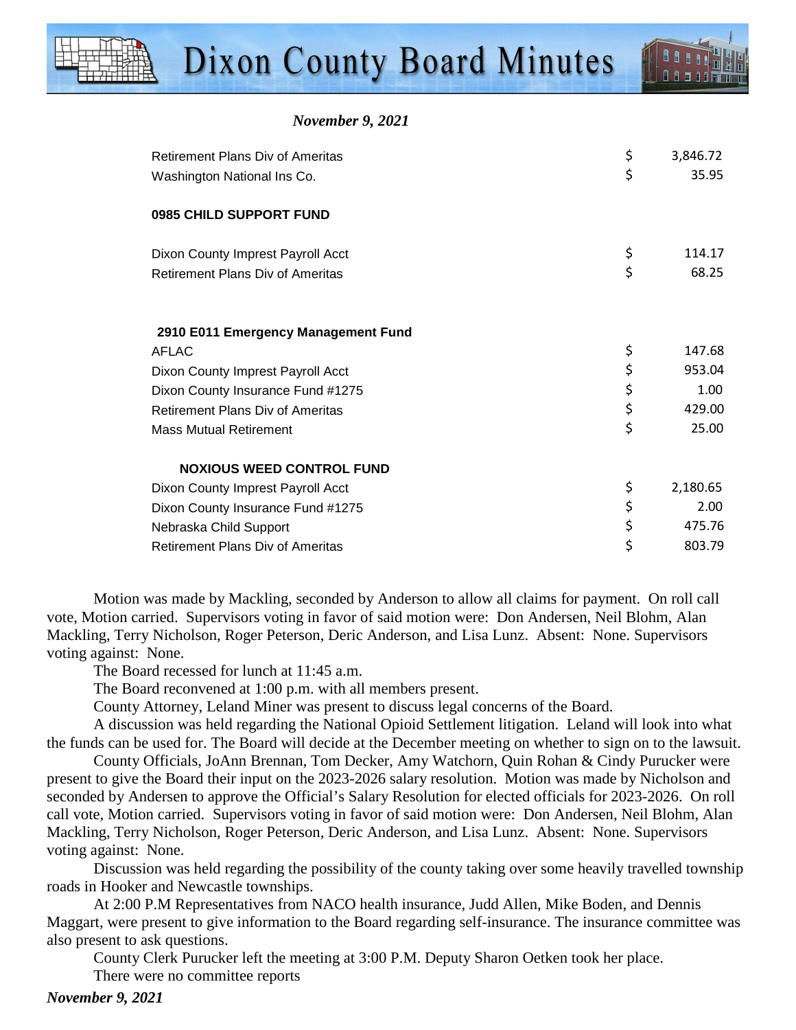*November 9, 2021*

| | |
|---|---|
| Retirement Plans Div of Ameritas | $ 3,846.72 |
| Washington National Ins Co. | $ 35.95 |
| **0985 CHILD SUPPORT FUND** | |
| Dixon County Impress Payroll Acct | $ 114.17 |
| Retirement Plans Div of Ameritas | $ 68.25 |
| **2910 E011 Emergency Management Fund** | |
| AFLAC | $ 147.68 |
| Dixon County Imprest Payroll Acct | $ 953.04 |
| Dixon County Insurance Fund #1275 | $ 1.00 |
| Retirement Plans Div of Ameritas | $ 429.00 |
| Mass Mutual Retirement | $ 25.00 |
| **NOXIOUS WEED CONTROL FUND** | |
| Dixon County Imprest Payroll Acct | $ 2,180.65 |
| Dixon County Insurance Fund #1275 | $ 2.00 |
| Nebraska Child Support | $ 475.76 |
| Retirement Plans Div of Ameritas | $ 803.79 |

Motion was made by Mackling, seconded by Anderson to allow all claims for payment. On roll call vote, Motion carried. Supervisors voting in favor of said motion were: Don Andersen, Neil Blohm, Alan Mackling, Terry Nicholson, Roger Peterson, Deric Anderson, and Lisa Lunz. Absent: None. Supervisors voting against: None.

The Board recessed for lunch at 11:45 a.m.

The Board reconvened at 1:00 p.m. with all members present.

County Attorney, Leland Miner was present to discuss legal concerns of the Board.

A discussion was held regarding the National Opioid Settlement litigation. Leland will look into what the funds can be used for. The Board will decide at the December meeting on whether to sign on to the lawsuit.

County Officials, JoAnn Brennan, Tom Decker, Amy Watchorn, Quin Rohan & Cindy Purucker were present to give the Board their input on the 2023-2026 salary resolution. Motion was made by Nicholson and seconded by Andersen to approve the Official's Salary Resolution for elected officials for 2023-2026. On roll call vote, Motion carried. Supervisors voting in favor of said motion were: Don Andersen, Neil Blohm, Alan Mackling, Terry Nicholson, Roger Peterson, Deric Anderson, and Lisa Lunz. Absent: None. Supervisors voting against: None.

Discussion was held regarding the possibility of the county taking over some heavily travelled township roads in Hooker and Newcastle townships.

At 2:00 P.M Representatives from NACO health insurance, Judd Allen, Mike Boden, and Dennis Maggart, were present to give information to the Board regarding self-insurance. The insurance committee was also present to ask questions.

County Clerk Purucker left the meeting at 3:00 P.M. Deputy Sharon Oetken took her place.

There were no committee reports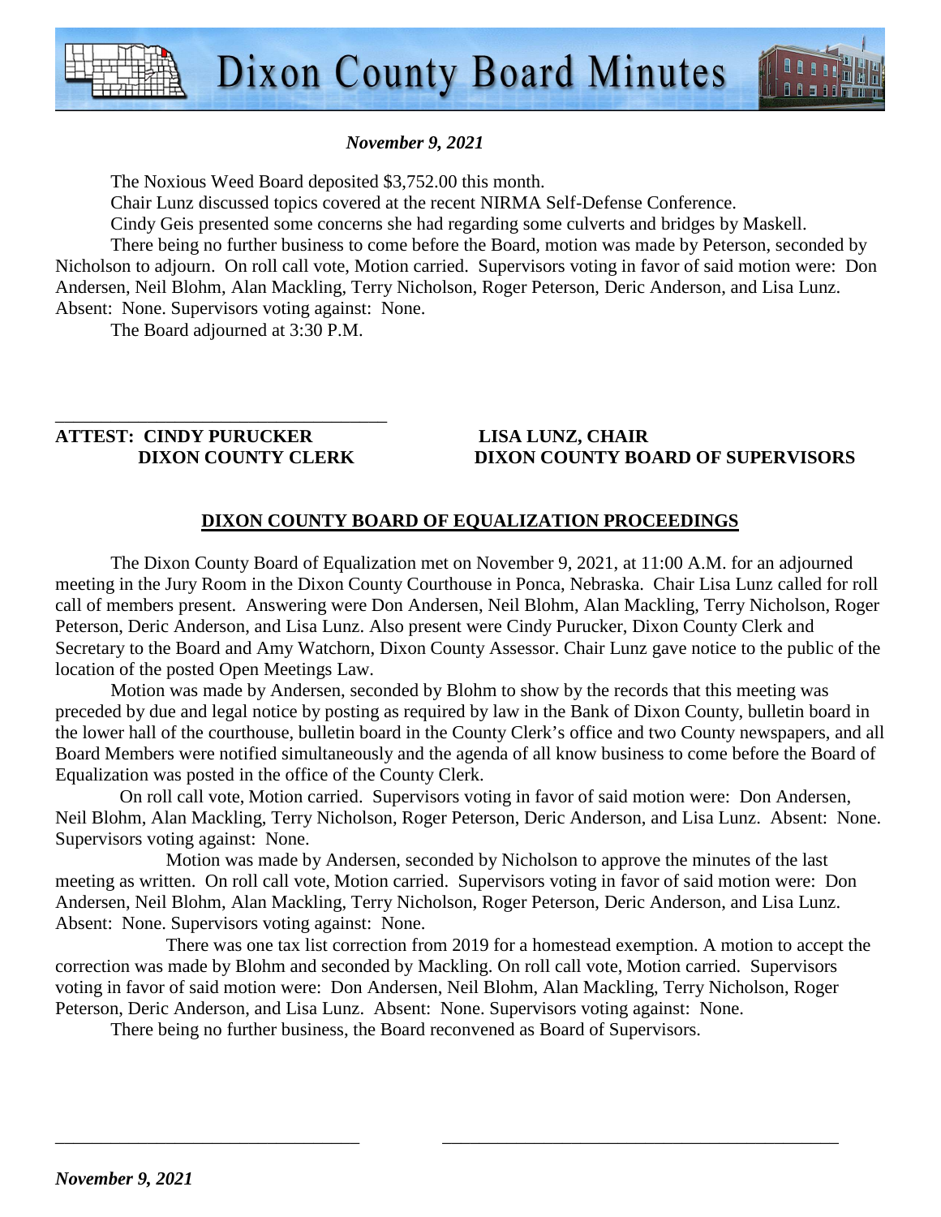*November 9, 2021*

The Noxious Weed Board deposited $3,752.00 this month.

Chair Lunz discussed topics covered at the recent NIRMA Self-Defense Conference.

Cindy Geis presented some concerns she had regarding some culverts and bridges by Maskell.

There being no further business to come before the Board, motion was made by Peterson, seconded by Nicholson to adjourn. On roll call vote, Motion carried. Supervisors voting in favor of said motion were: Don Andersen, Neil Blohm, Alan Mackling, Terry Nicholson, Roger Peterson, Deric Anderson, and Lisa Lunz. Absent: None. Supervisors voting against: None.

The Board adjourned at 3:30 P.M.

**ATTEST: CINDY PURUCKER** **DIXON COUNTY CLERK**

**LISA LUNZ, CHAIR** **DIXON COUNTY BOARD OF SUPERVISORS**

## DIXON COUNTY BOARD OF EQUALIZATION PROCEEDINGS

The Dixon County Board of Equalization met on November 9, 2021, at 11:00 A.M. for an adjourned meeting in the Jury Room in the Dixon County Courthouse in Ponca, Nebraska. Chair Lisa Lunz called for roll call of members present. Answering were Don Andersen, Neil Blohm, Alan Mackling, Terry Nicholson, Roger Peterson, Deric Anderson, and Lisa Lunz. Also present were Cindy Purucker, Dixon County Clerk and Secretary to the Board and Amy Watchorn, Dixon County Assessor. Chair Lunz gave notice to the public of the location of the posted Open Meetings Law.

Motion was made by Andersen, seconded by Blohm to show by the records that this meeting was preceded by due and legal notice by posting as required by law in the Bank of Dixon County, bulletin board in the lower hall of the courthouse, bulletin board in the County Clerk's office and two County newspapers, and all Board Members were notified simultaneously and the agenda of all know business to come before the Board of Equalization was posted in the office of the County Clerk.

On roll call vote, Motion carried. Supervisors voting in favor of said motion were: Don Andersen, Neil Blohm, Alan Mackling, Terry Nicholson, Roger Peterson, Deric Anderson, and Lisa Lunz. Absent: None. Supervisors voting against: None.

Motion was made by Andersen, seconded by Nicholson to approve the minutes of the last meeting as written. On roll call vote, Motion carried. Supervisors voting in favor of said motion were: Don Andersen, Neil Blohm, Alan Mackling, Terry Nicholson, Roger Peterson, Deric Anderson, and Lisa Lunz. Absent: None. Supervisors voting against: None.

There was one tax list correction from 2019 for a homestead exemption. A motion to accept the correction was made by Blohm and seconded by Mackling. On roll call vote, Motion carried. Supervisors voting in favor of said motion were: Don Andersen, Neil Blohm, Alan Mackling, Terry Nicholson, Roger Peterson, Deric Anderson, and Lisa Lunz. Absent: None. Supervisors voting against: None.

There being no further business, the Board reconvened as Board of Supervisors.

*November 9, 2021*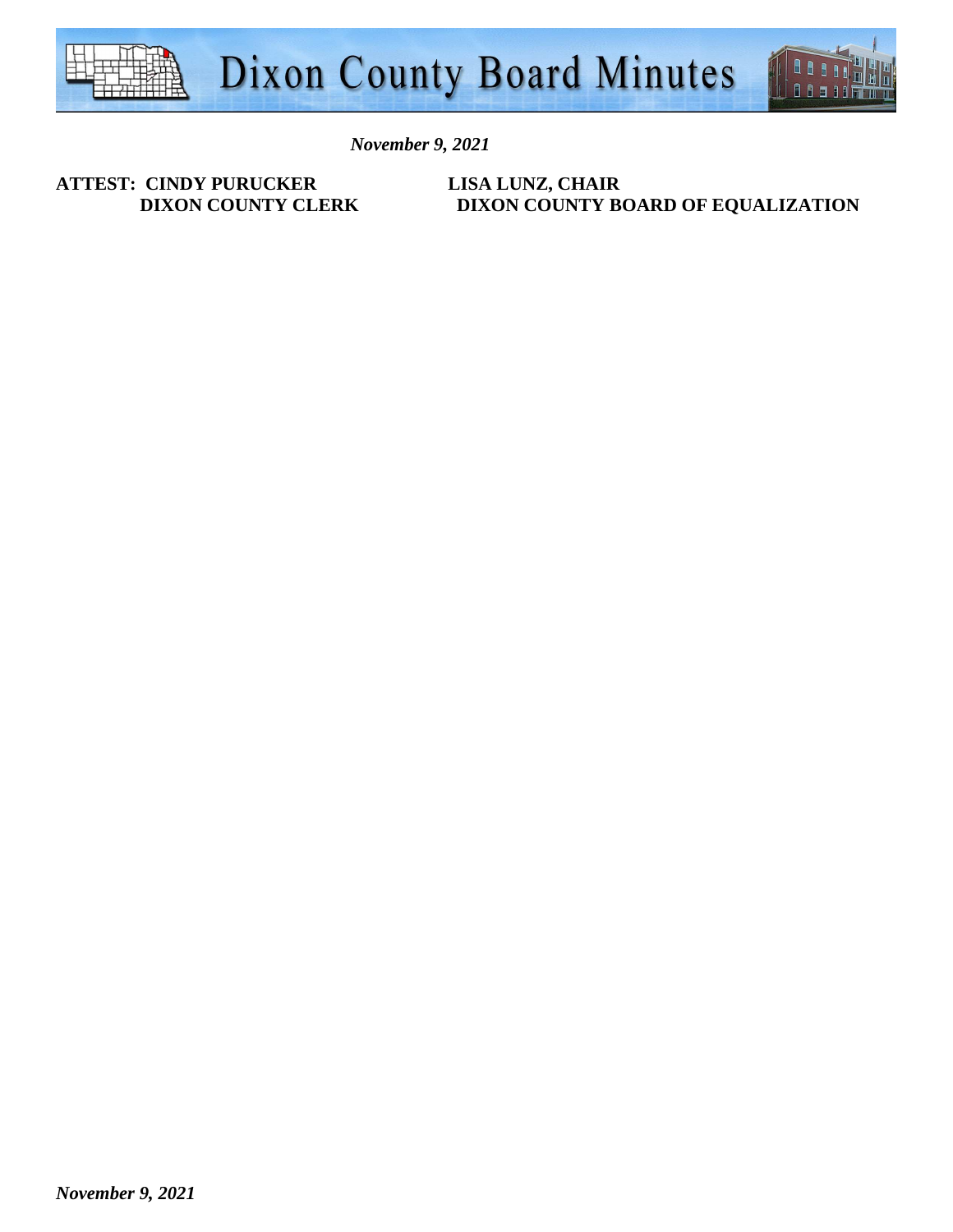*November 9, 2021*

**ATTEST: CINDY PURUCKER** **LISA LUNZ, CHAIR**

**DIXON COUNTY CLERK** **DIXON COUNTY BOARD OF EQUALIZATION**